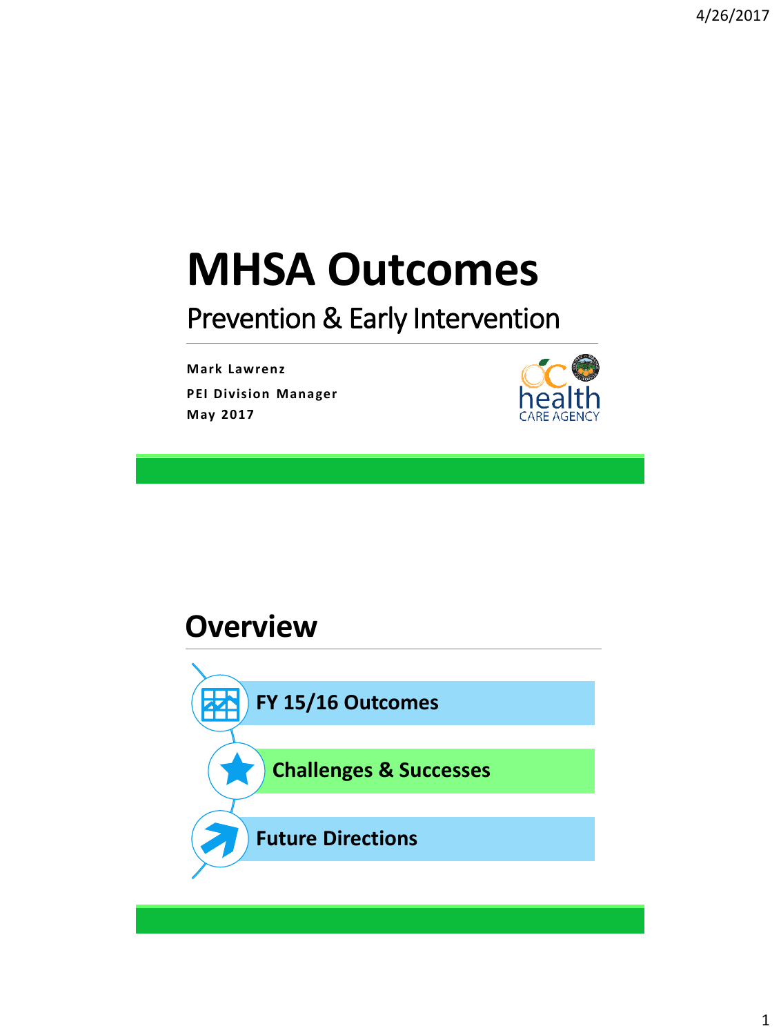# MHSA Outcomes

## Prevention & Early Intervention

**Mark Lawrenz**

**PEI Division Manager**

**May 2017**

## Overview

- **FY 15/16 Outcomes**
- **Challenges & Successes**
- **Future Directions**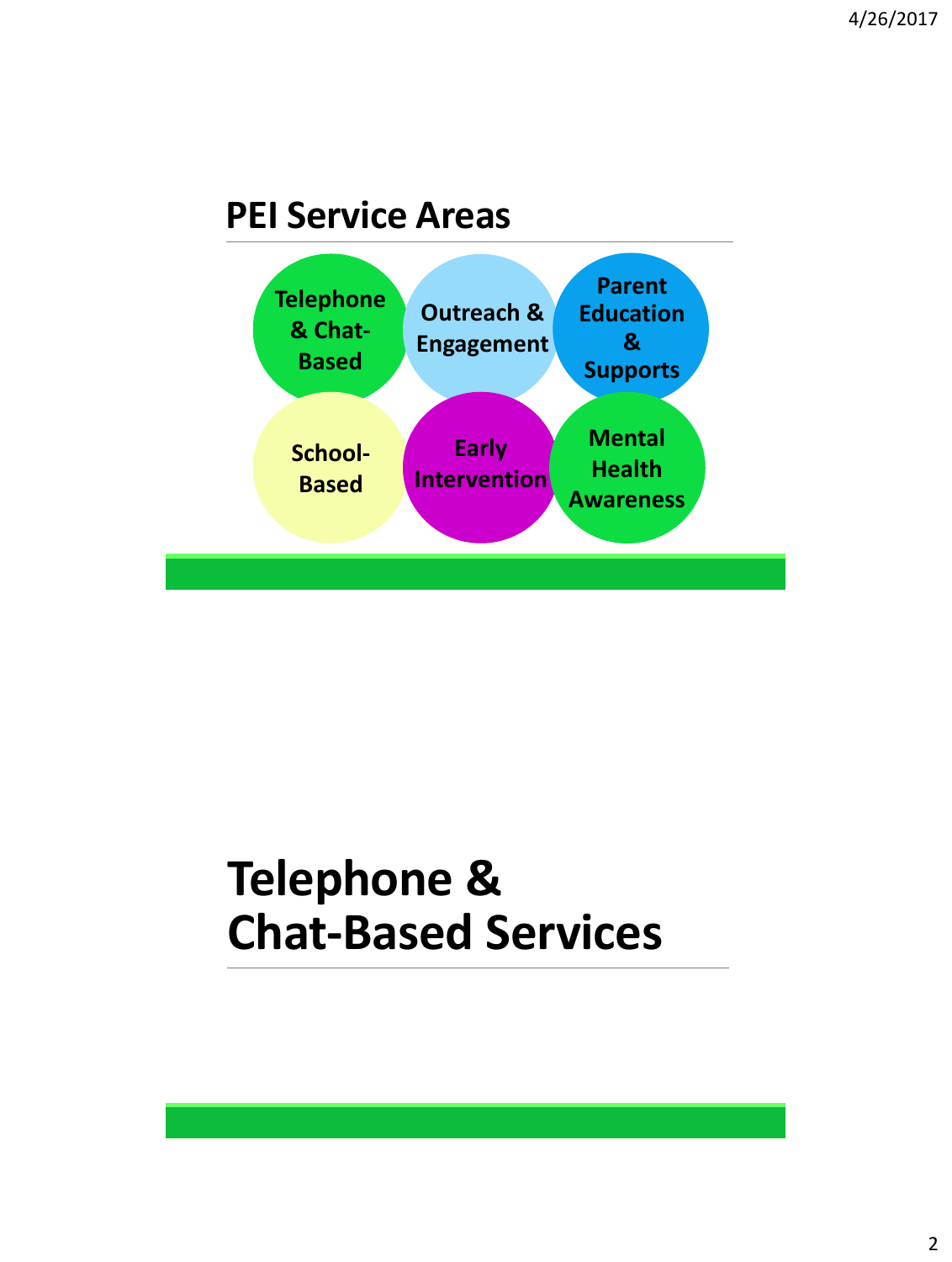## PEI Service Areas

- Telephone & Chat-Based
- Outreach & Engagement
- Parent Education & Supports
- School-Based
- Early Intervention
- Mental Health Awareness

# Telephone & Chat-Based Services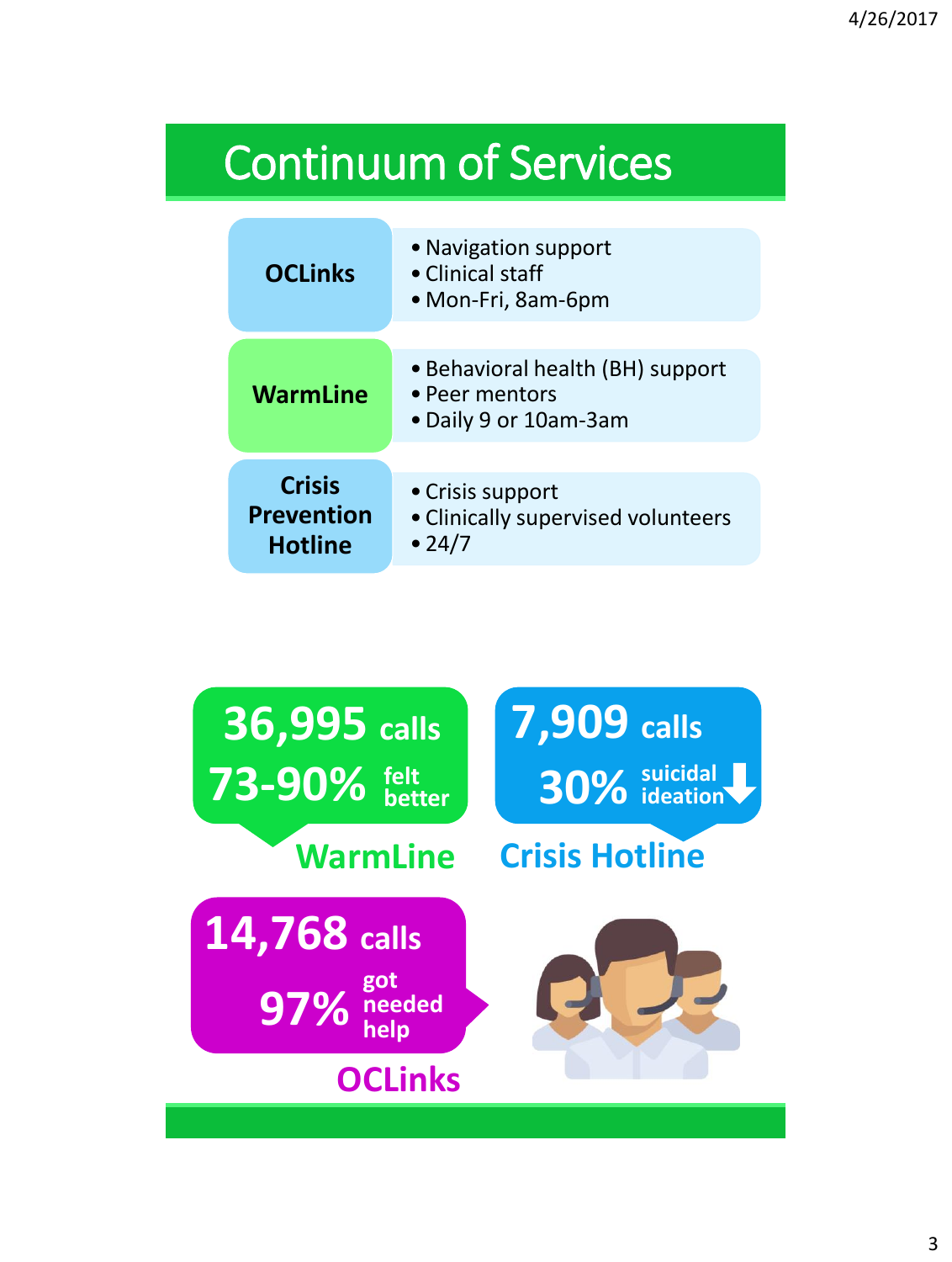# Continuum of Services

| Service | Details |
| --- | --- |
| **OCLinks** | • Navigation support<br>• Clinical staff<br>• Mon-Fri, 8am-6pm |
| **WarmLine** | • Behavioral health (BH) support<br>• Peer mentors<br>• Daily 9 or 10am-3am |
| **Crisis Prevention Hotline** | • Crisis support<br>• Clinically supervised volunteers<br>• 24/7 |

**WarmLine**
- **36,995** calls
- **73-90%** felt better

**Crisis Hotline**
- **7,909** calls
- **30%** suicidal ideation ↓

**OCLinks**
- **14,768** calls
- **97%** got needed help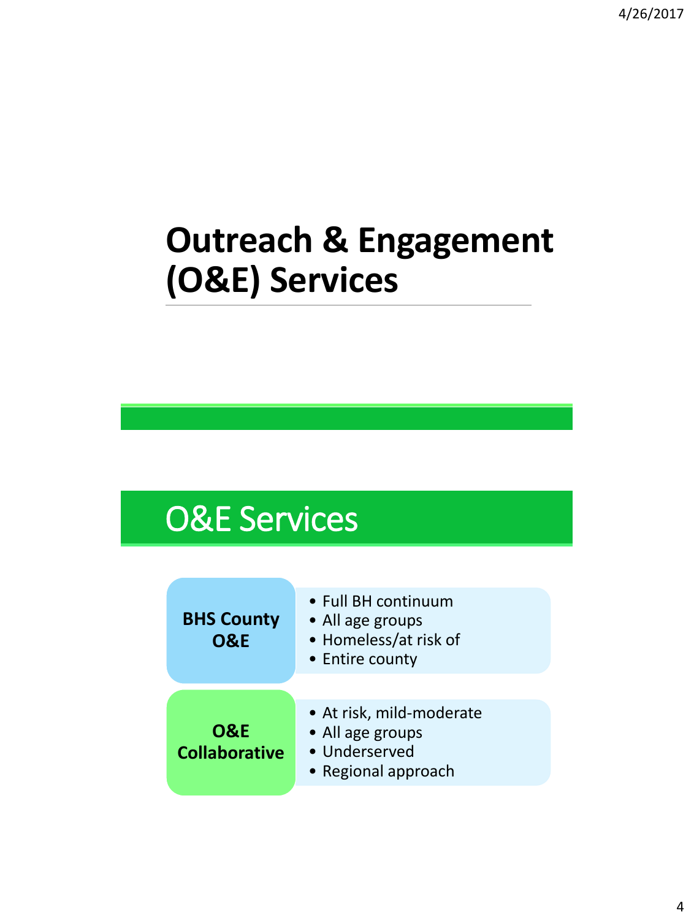# Outreach & Engagement (O&E) Services

## O&E Services

**BHS County O&E**

- Full BH continuum
- All age groups
- Homeless/at risk of
- Entire county

**O&E Collaborative**

- At risk, mild-moderate
- All age groups
- Underserved
- Regional approach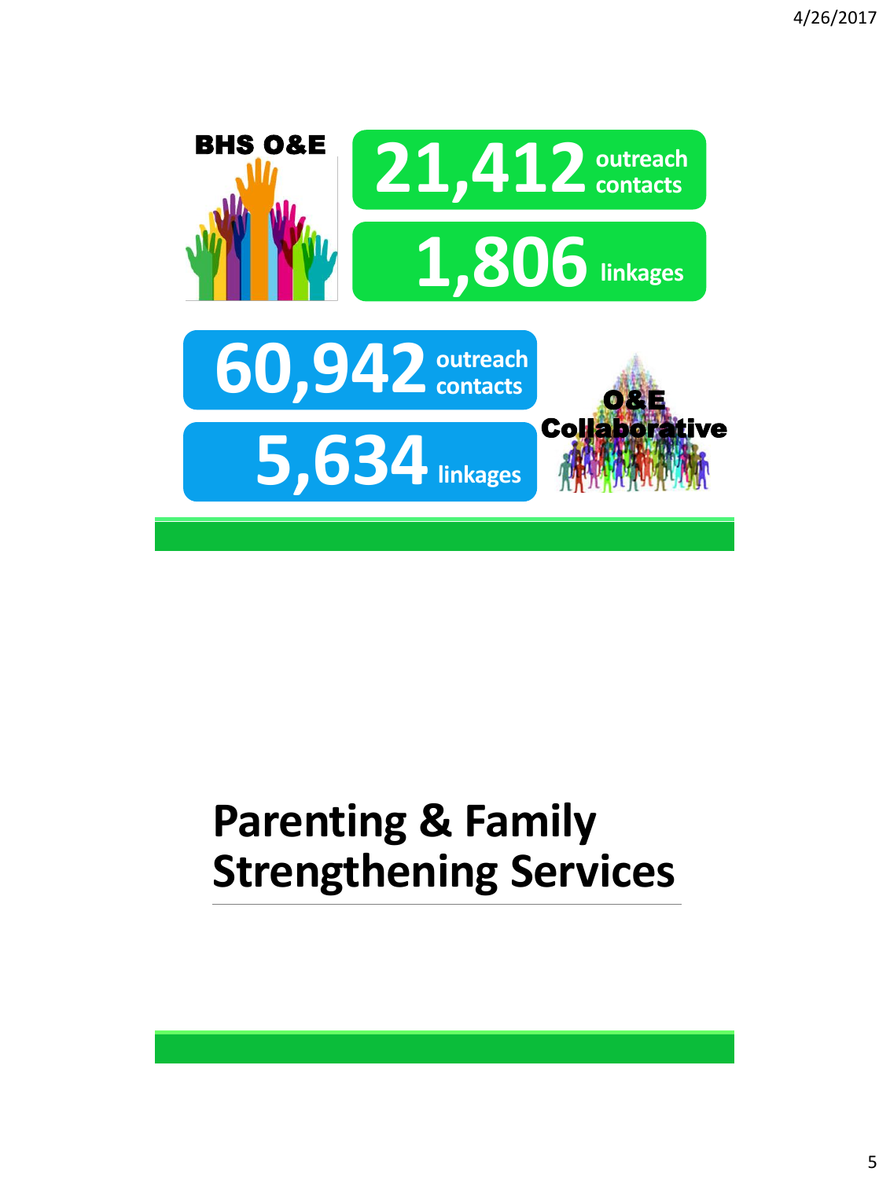**BHS O&E**

**21,412** outreach contacts

**1,806** linkages

**60,942** outreach contacts

**5,634** linkages

**O&E Collaborative**

# Parenting & Family Strengthening Services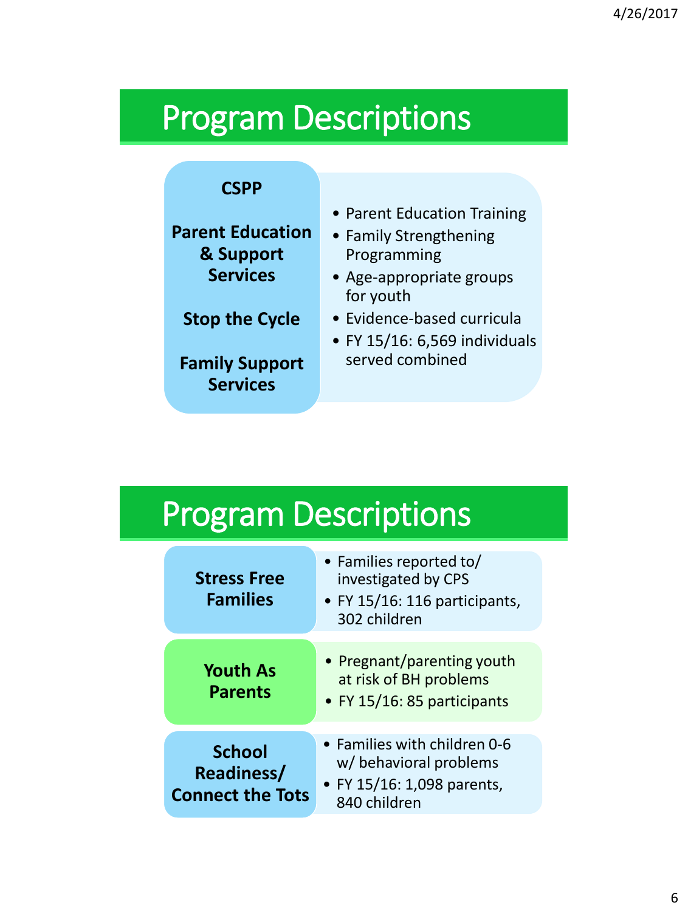# Program Descriptions

**CSPP**

**Parent Education & Support Services**

**Stop the Cycle**

**Family Support Services**

- Parent Education Training
- Family Strengthening Programming
- Age-appropriate groups for youth
- Evidence-based curricula
- FY 15/16: 6,569 individuals served combined

# Program Descriptions

**Stress Free Families**

- Families reported to/ investigated by CPS
- FY 15/16: 116 participants, 302 children

**Youth As Parents**

- Pregnant/parenting youth at risk of BH problems
- FY 15/16: 85 participants

**School Readiness/ Connect the Tots**

- Families with children 0-6 w/ behavioral problems
- FY 15/16: 1,098 parents, 840 children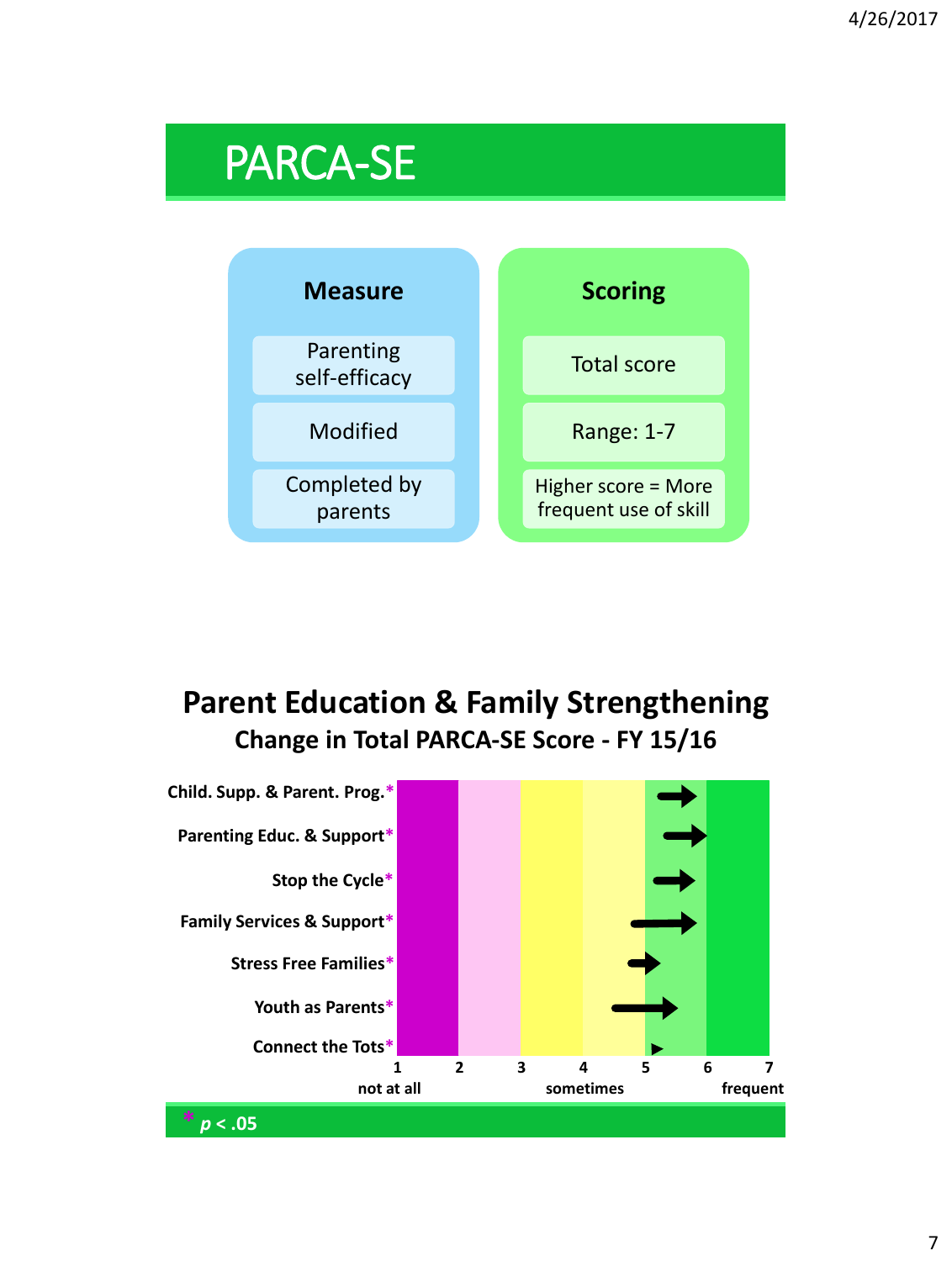# PARCA-SE

**Measure**

- Parenting self-efficacy
- Modified
- Completed by parents

**Scoring**

- Total score
- Range: 1-7
- Higher score = More frequent use of skill

## Parent Education & Family Strengthening

### Change in Total PARCA-SE Score - FY 15/16

- Child. Supp. & Parent. Prog.*
- Parenting Educ. & Support*
- Stop the Cycle*
- Family Services & Support*
- Stress Free Families*
- Youth as Parents*
- Connect the Tots*

Scale: 1 (not at all), 2, 3, 4 (sometimes), 5, 6, 7 (frequent)

* $p < .05$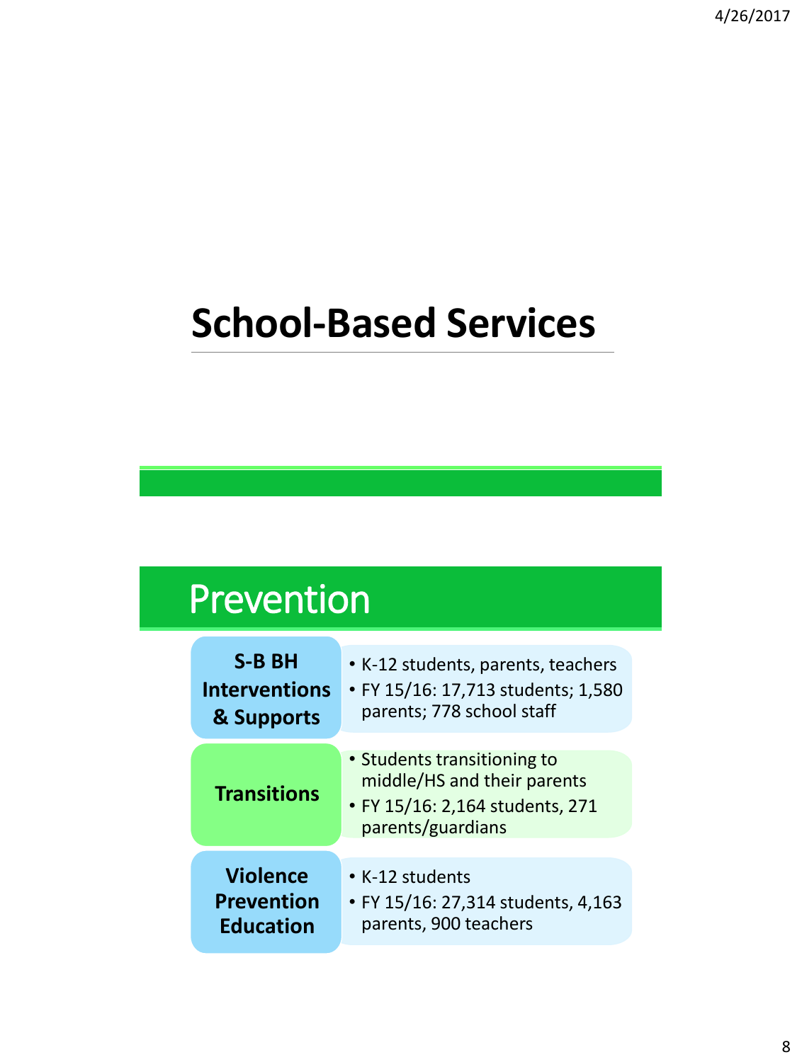# School-Based Services

## Prevention

**S-B BH Interventions & Supports**

- K-12 students, parents, teachers
- FY 15/16: 17,713 students; 1,580 parents; 778 school staff

**Transitions**

- Students transitioning to middle/HS and their parents
- FY 15/16: 2,164 students, 271 parents/guardians

**Violence Prevention Education**

- K-12 students
- FY 15/16: 27,314 students, 4,163 parents, 900 teachers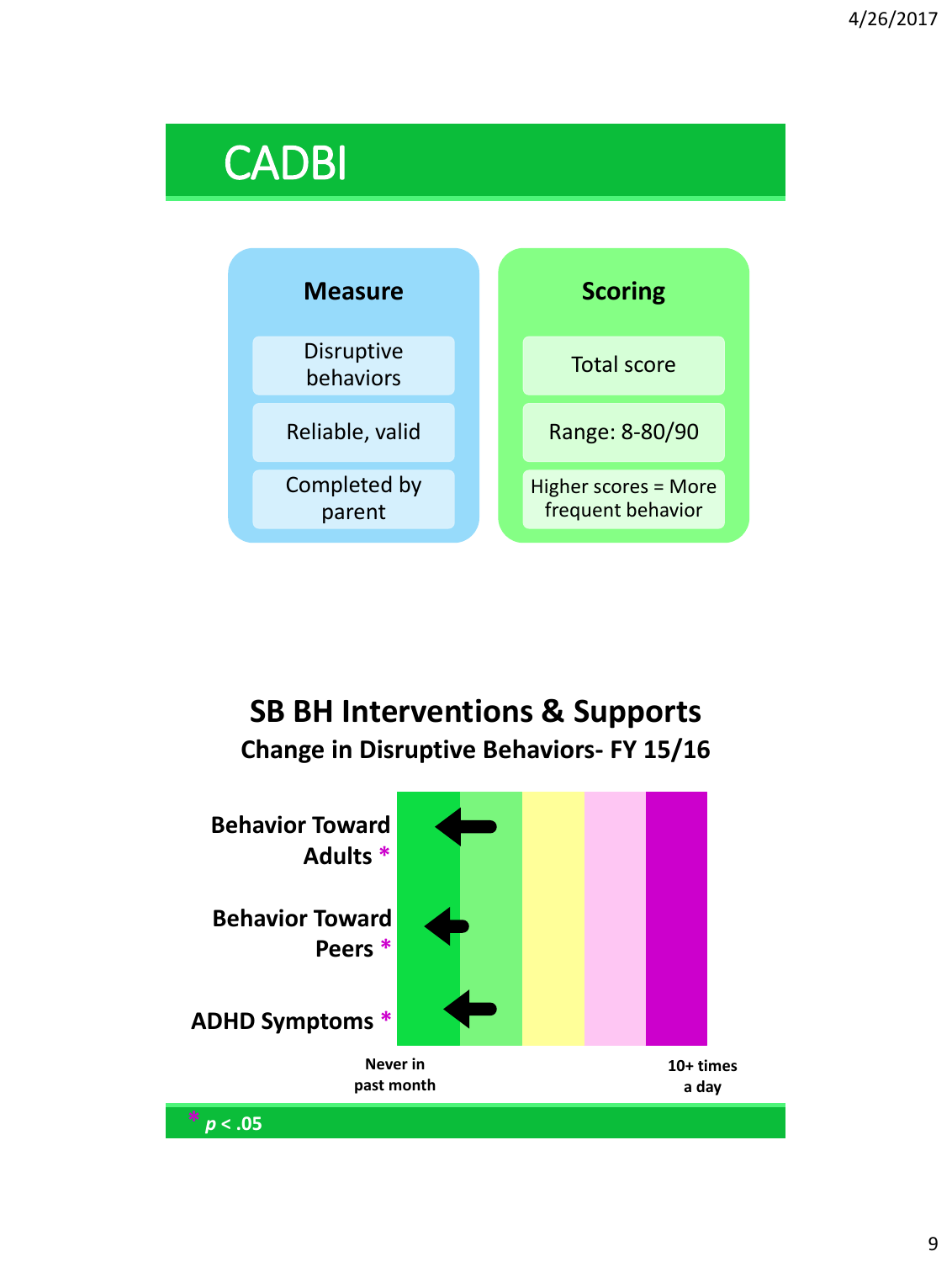# CADBI

**Measure**

- Disruptive behaviors
- Reliable, valid
- Completed by parent

**Scoring**

- Total score
- Range: 8-80/90
- Higher scores = More frequent behavior

## SB BH Interventions & Supports

**Change in Disruptive Behaviors- FY 15/16**

**Behavior Toward Adults** *

**Behavior Toward Peers** *

**ADHD Symptoms** *

**Never in past month**

**10+ times a day**

* *p* < .05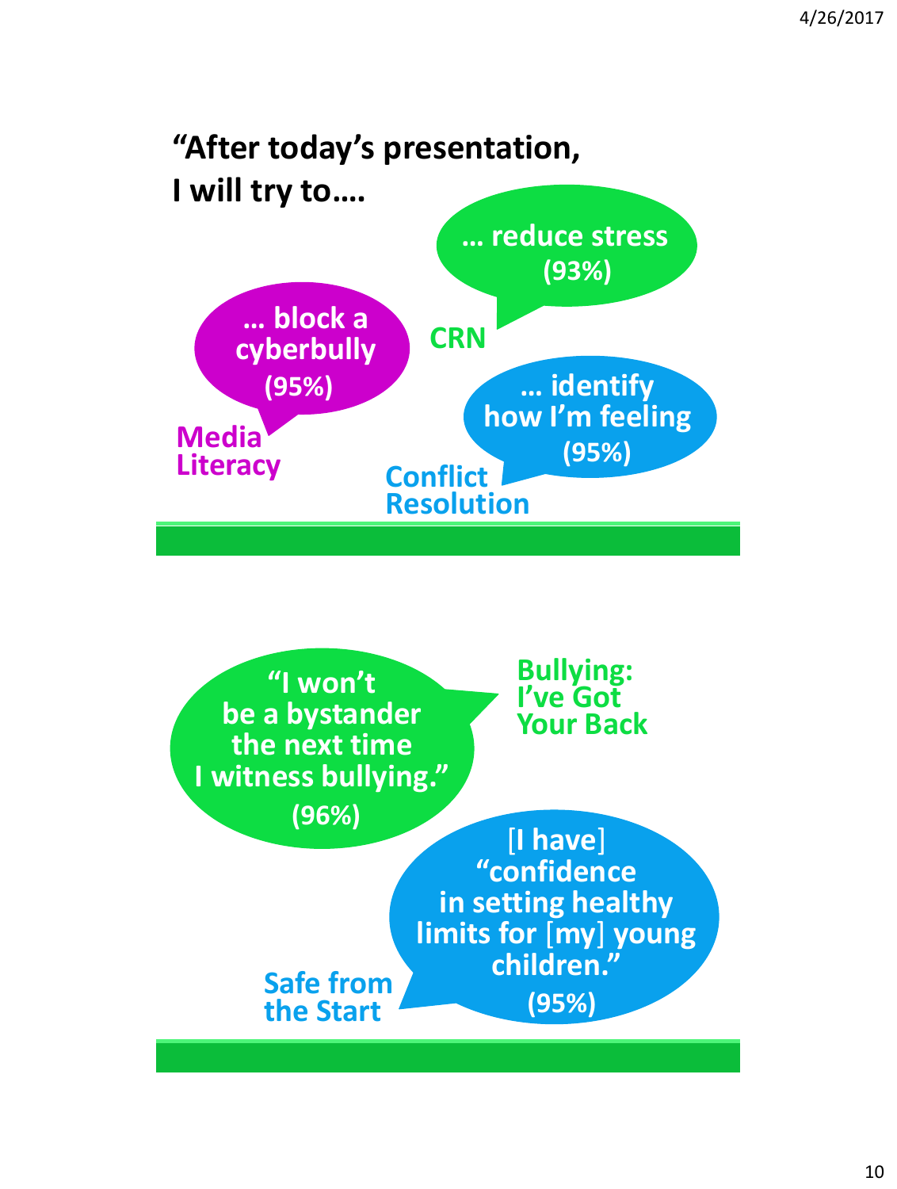## "After today's presentation, I will try to….

**CRN**

… reduce stress (93%)

**Media Literacy**

… block a cyberbully (95%)

**Conflict Resolution**

… identify how I'm feeling (95%)

---

**Bullying: I've Got Your Back**

"I won't be a bystander the next time I witness bullying." (96%)

**Safe from the Start**

[I have] "confidence in setting healthy limits for [my] young children." (95%)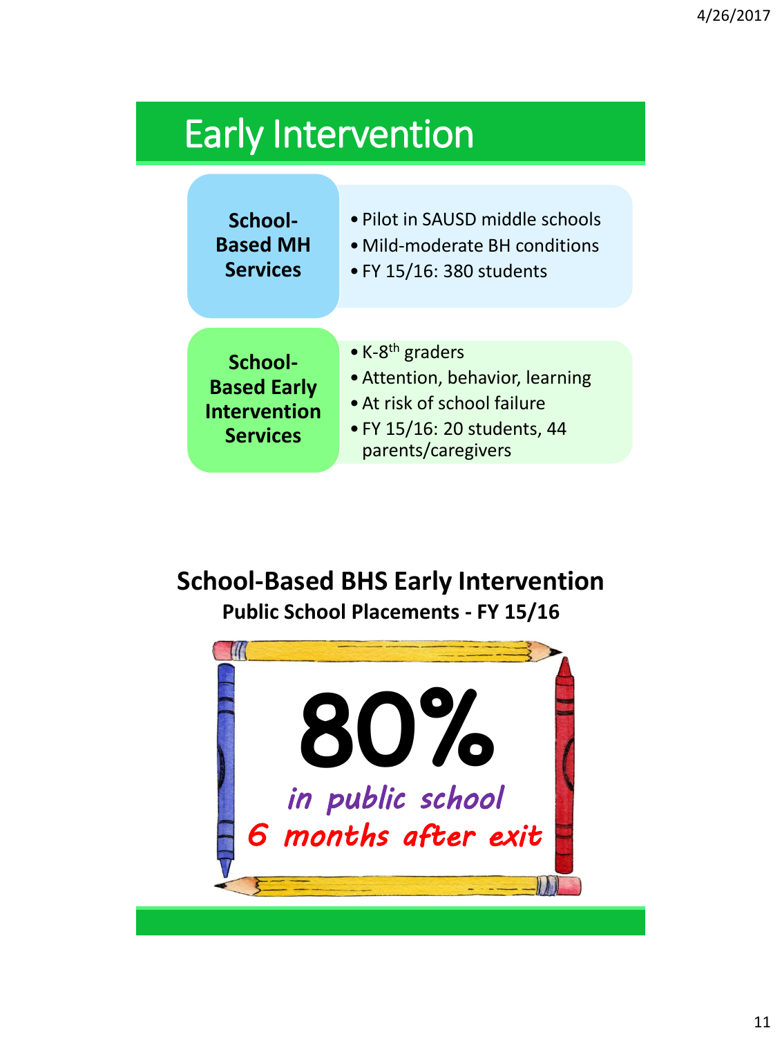# Early Intervention

**School-Based MH Services**

- Pilot in SAUSD middle schools
- Mild-moderate BH conditions
- FY 15/16: 380 students

**School-Based Early Intervention Services**

- K-8th graders
- Attention, behavior, learning
- At risk of school failure
- FY 15/16: 20 students, 44 parents/caregivers

## School-Based BHS Early Intervention

**Public School Placements - FY 15/16**

**80%**

*in public school*

*6 months after exit*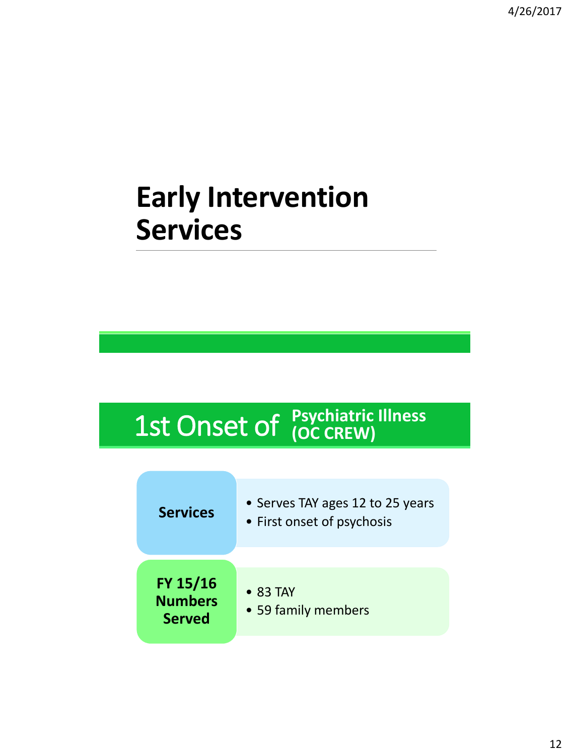# Early Intervention Services

## 1st Onset of Psychiatric Illness (OC CREW)

**Services**

- Serves TAY ages 12 to 25 years
- First onset of psychosis

**FY 15/16 Numbers Served**

- 83 TAY
- 59 family members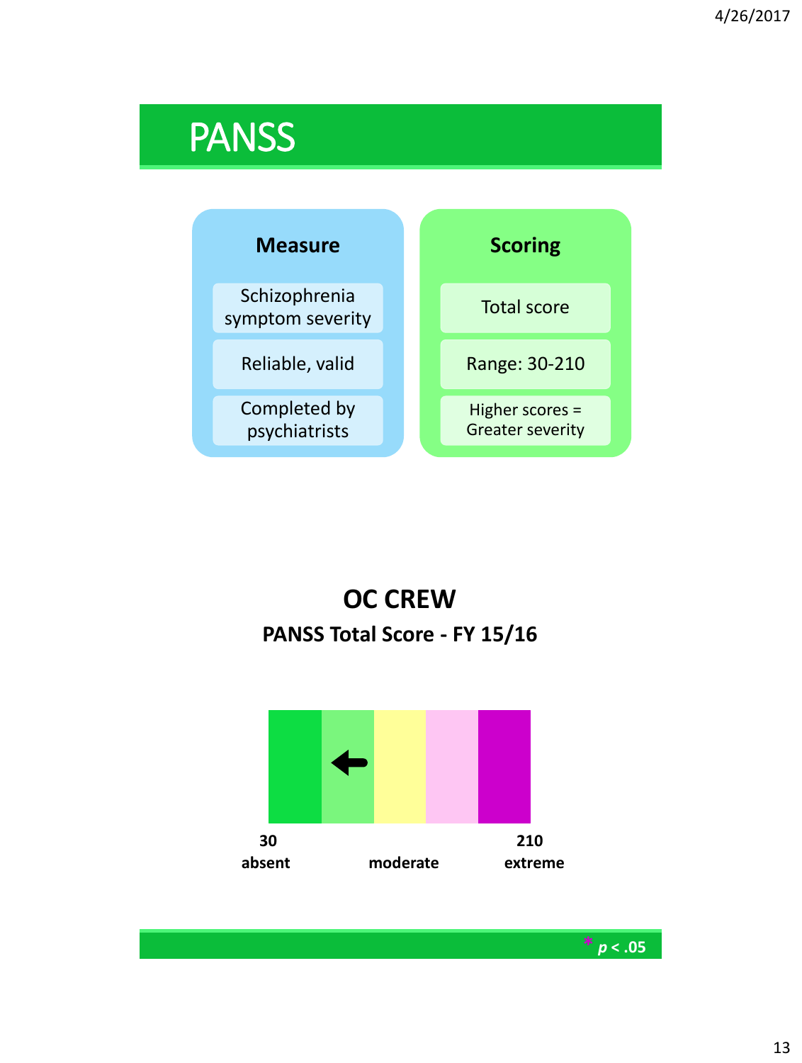# PANSS

| Measure | Scoring |
| --- | --- |
| Schizophrenia symptom severity | Total score |
| Reliable, valid | Range: 30-210 |
| Completed by psychiatrists | Higher scores = Greater severity |

**OC CREW**

**PANSS Total Score - FY 15/16**

**30** **absent** **moderate** **210** **extreme**

\* $p < .05$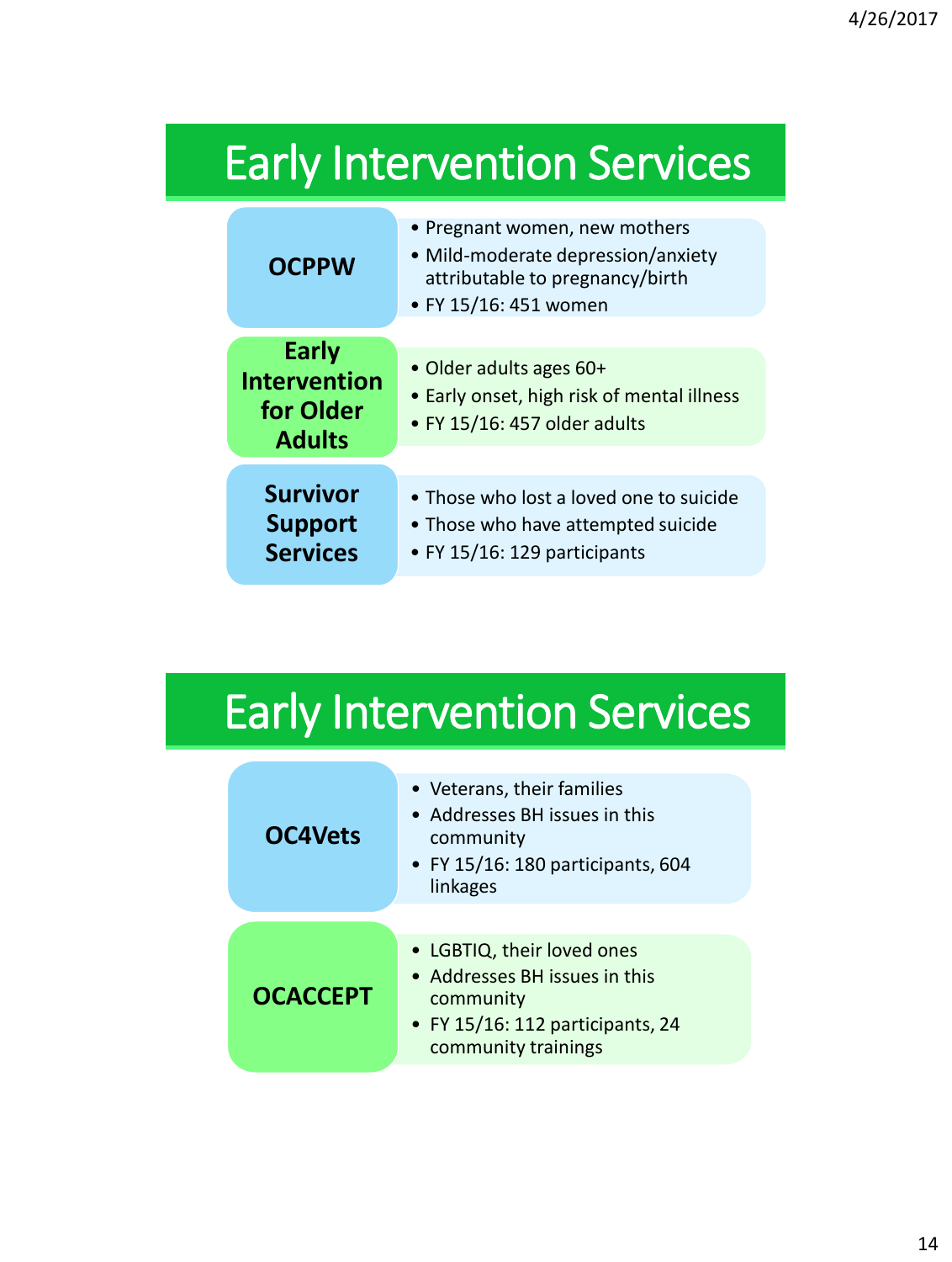# Early Intervention Services

**OCPPW**

- Pregnant women, new mothers
- Mild-moderate depression/anxiety attributable to pregnancy/birth
- FY 15/16: 451 women

**Early Intervention for Older Adults**

- Older adults ages 60+
- Early onset, high risk of mental illness
- FY 15/16: 457 older adults

**Survivor Support Services**

- Those who lost a loved one to suicide
- Those who have attempted suicide
- FY 15/16: 129 participants

# Early Intervention Services

**OC4Vets**

- Veterans, their families
- Addresses BH issues in this community
- FY 15/16: 180 participants, 604 linkages

**OCACCEPT**

- LGBTIQ, their loved ones
- Addresses BH issues in this community
- FY 15/16: 112 participants, 24 community trainings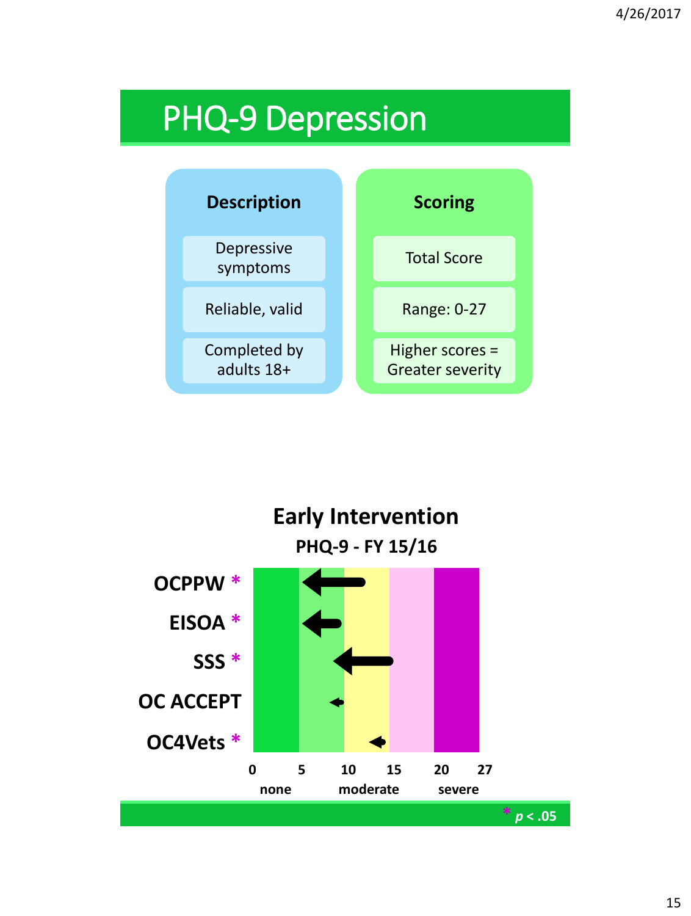# PHQ-9 Depression

| Description | Scoring |
|---|---|
| Depressive symptoms | Total Score |
| Reliable, valid | Range: 0-27 |
| Completed by adults 18+ | Higher scores = Greater severity |

**Early Intervention**

**PHQ-9 - FY 15/16**

- OCPPW *
- EISOA *
- SSS *
- OC ACCEPT
- OC4Vets *

0 5 10 15 20 27

none moderate severe

* $p < .05$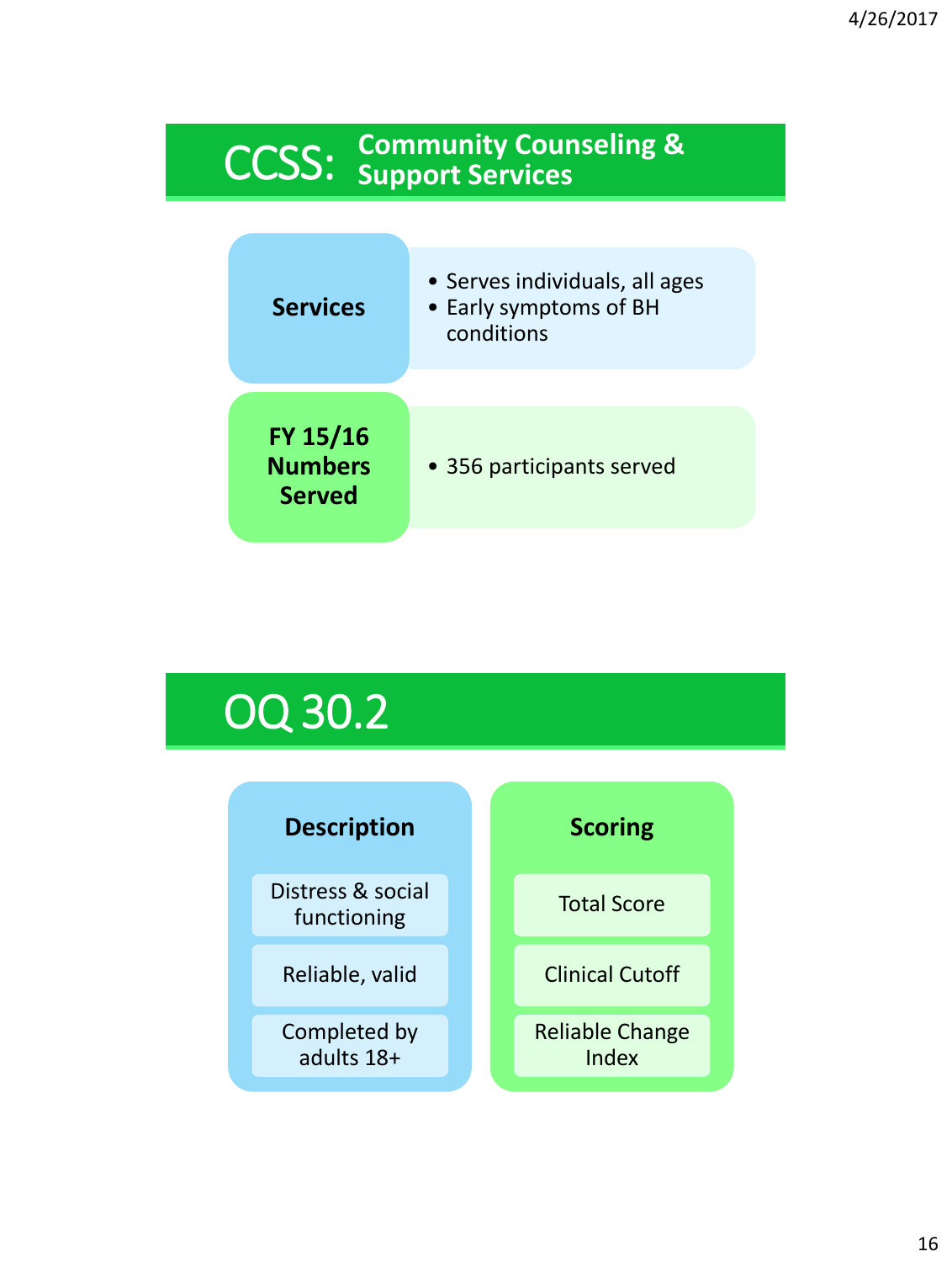# CCSS: Community Counseling & Support Services

**Services**

- Serves individuals, all ages
- Early symptoms of BH conditions

**FY 15/16 Numbers Served**

- 356 participants served

# OQ 30.2

**Description**

- Distress & social functioning
- Reliable, valid
- Completed by adults 18+

**Scoring**

- Total Score
- Clinical Cutoff
- Reliable Change Index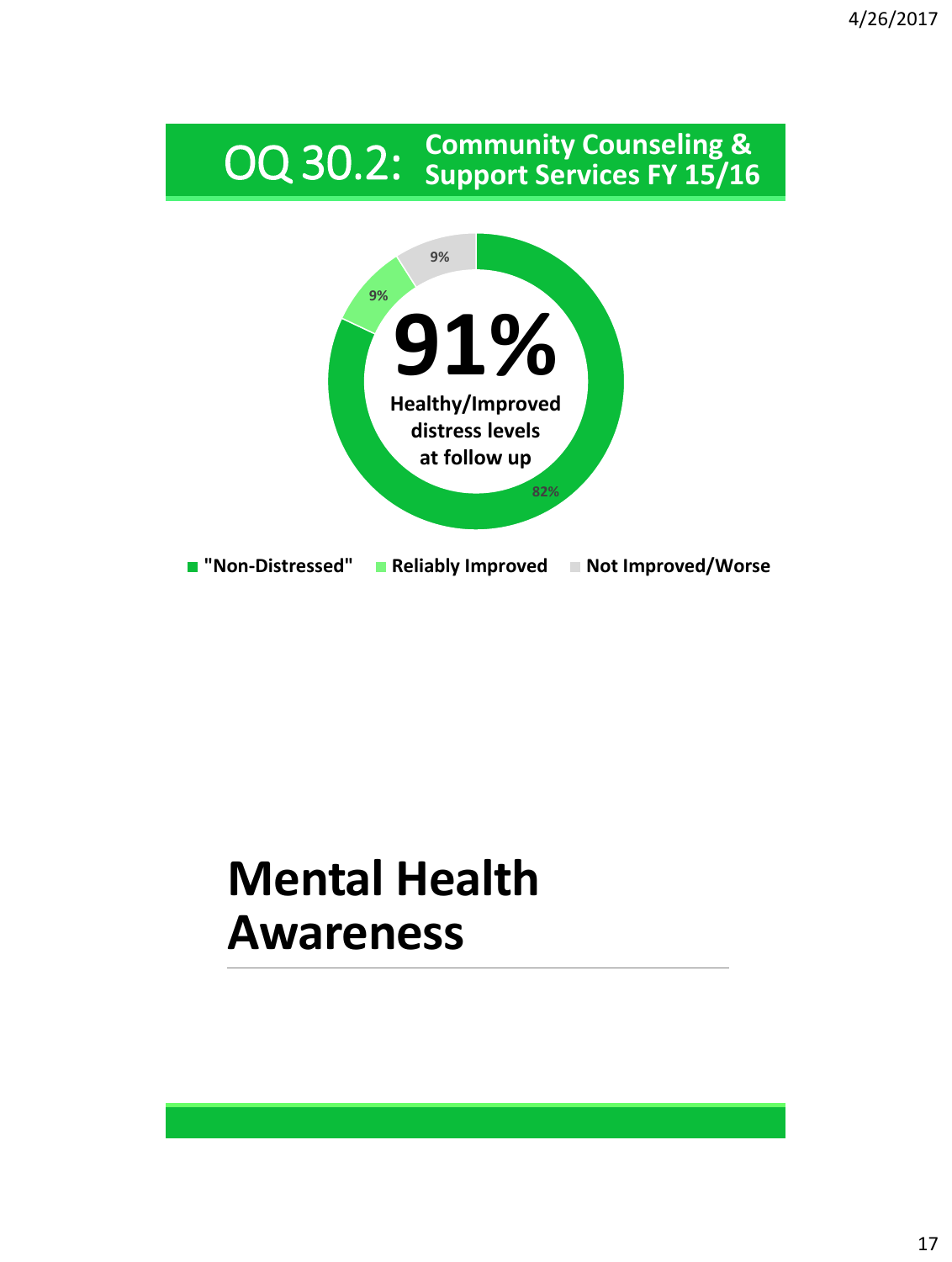## OQ 30.2: Community Counseling & Support Services FY 15/16

**91%**

**Healthy/Improved distress levels at follow up**

| Category | Percentage |
|---|---|
| "Non-Distressed" | 82% |
| Reliably Improved | 9% |
| Not Improved/Worse | 9% |

# Mental Health Awareness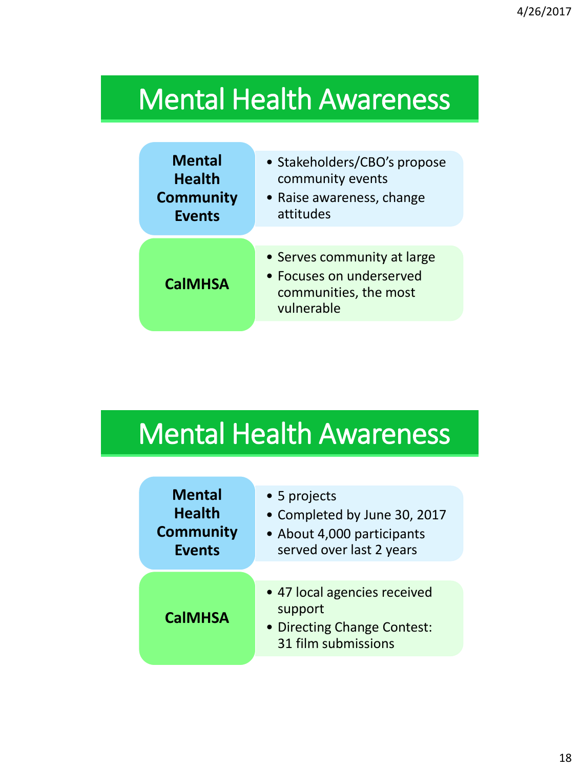# Mental Health Awareness

| | |
|---|---|
| **Mental Health Community Events** | • Stakeholders/CBO's propose community events<br>• Raise awareness, change attitudes |
| **CalMHSA** | • Serves community at large<br>• Focuses on underserved communities, the most vulnerable |

# Mental Health Awareness

| | |
|---|---|
| **Mental Health Community Events** | • 5 projects<br>• Completed by June 30, 2017<br>• About 4,000 participants served over last 2 years |
| **CalMHSA** | • 47 local agencies received support<br>• Directing Change Contest: 31 film submissions |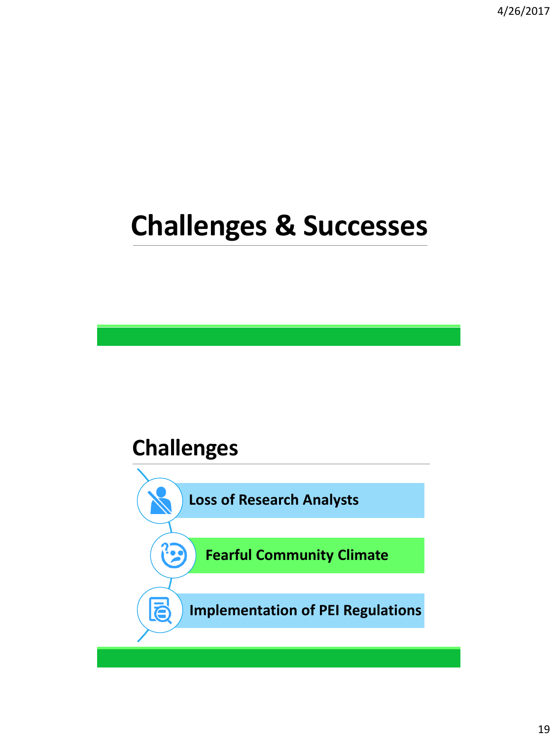# Challenges & Successes

## Challenges

- Loss of Research Analysts
- Fearful Community Climate
- Implementation of PEI Regulations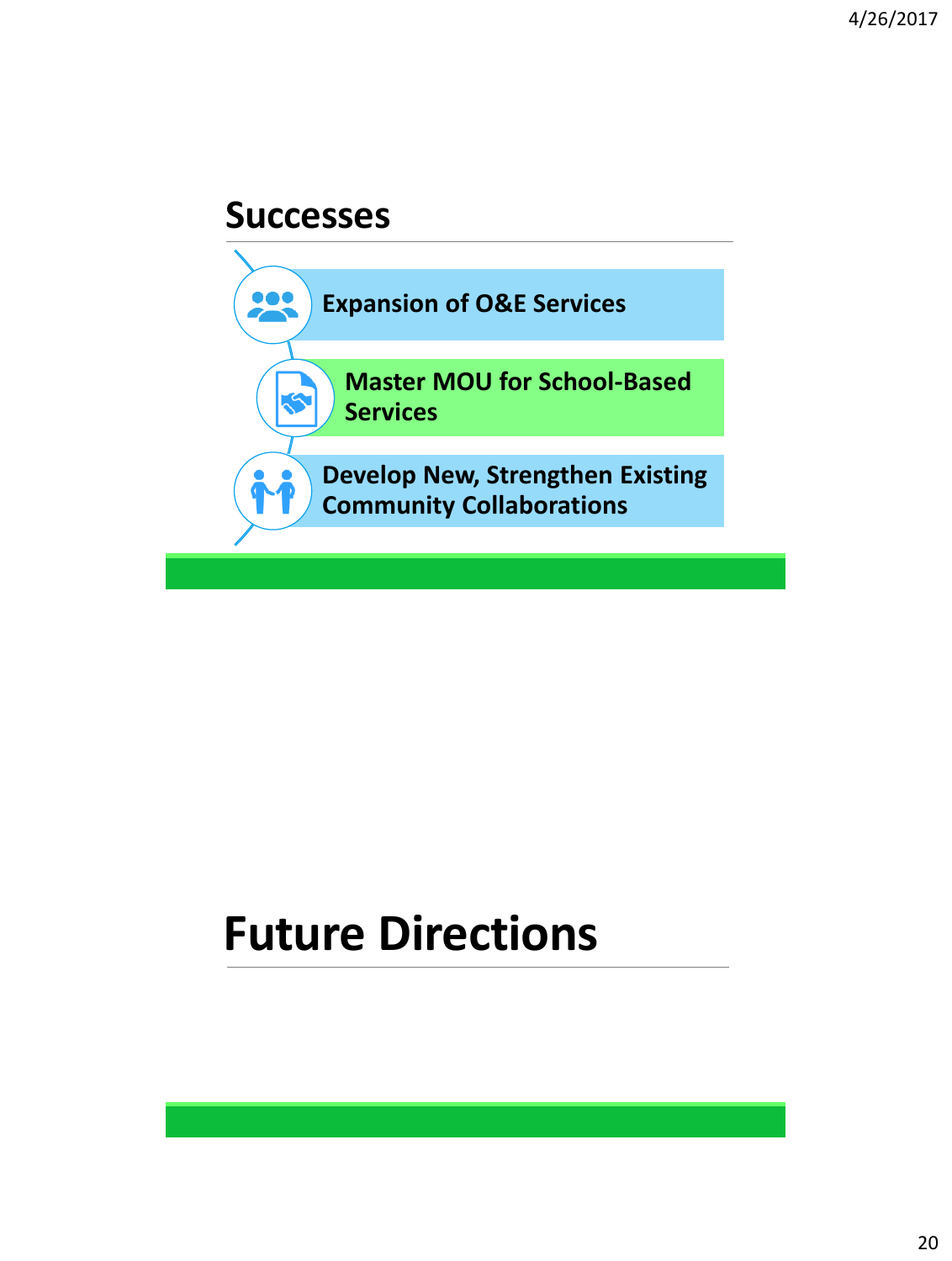# Successes

- Expansion of O&E Services
- Master MOU for School-Based Services
- Develop New, Strengthen Existing Community Collaborations

# Future Directions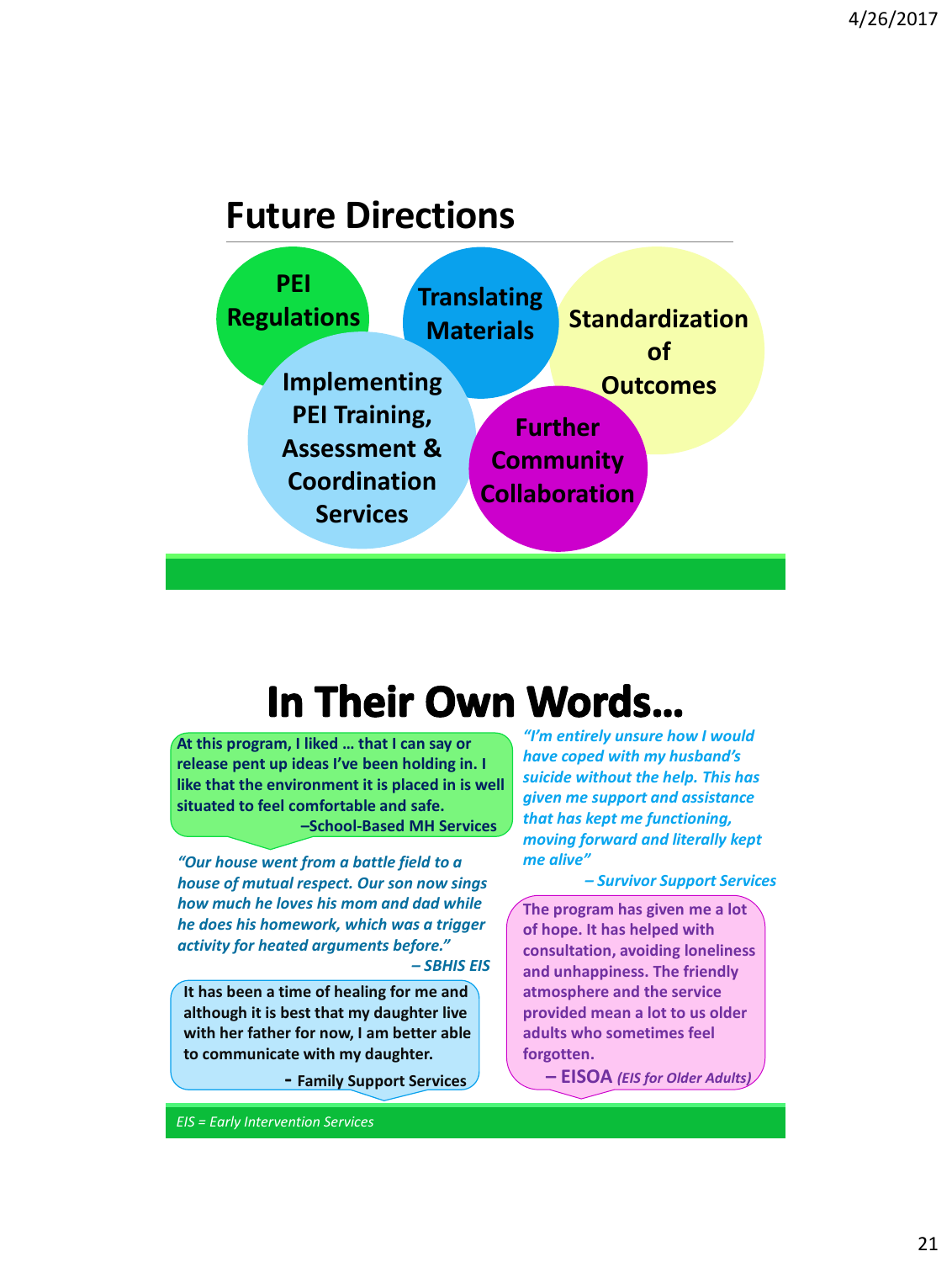## Future Directions

- PEI Regulations
- Translating Materials
- Standardization of Outcomes
- Implementing PEI Training, Assessment & Coordination Services
- Further Community Collaboration

# In Their Own Words…

**At this program, I liked … that I can say or release pent up ideas I've been holding in. I like that the environment it is placed in is well situated to feel comfortable and safe.**
**–School-Based MH Services**

***"Our house went from a battle field to a house of mutual respect. Our son now sings how much he loves his mom and dad while he does his homework, which was a trigger activity for heated arguments before."***
***– SBHIS EIS***

**It has been a time of healing for me and although it is best that my daughter live with her father for now, I am better able to communicate with my daughter.**
**- Family Support Services**

***"I'm entirely unsure how I would have coped with my husband's suicide without the help. This has given me support and assistance that has kept me functioning, moving forward and literally kept me alive"***
***– Survivor Support Services***

**The program has given me a lot of hope. It has helped with consultation, avoiding loneliness and unhappiness. The friendly atmosphere and the service provided mean a lot to us older adults who sometimes feel forgotten.**
**– EISOA** ***(EIS for Older Adults)***

*EIS = Early Intervention Services*